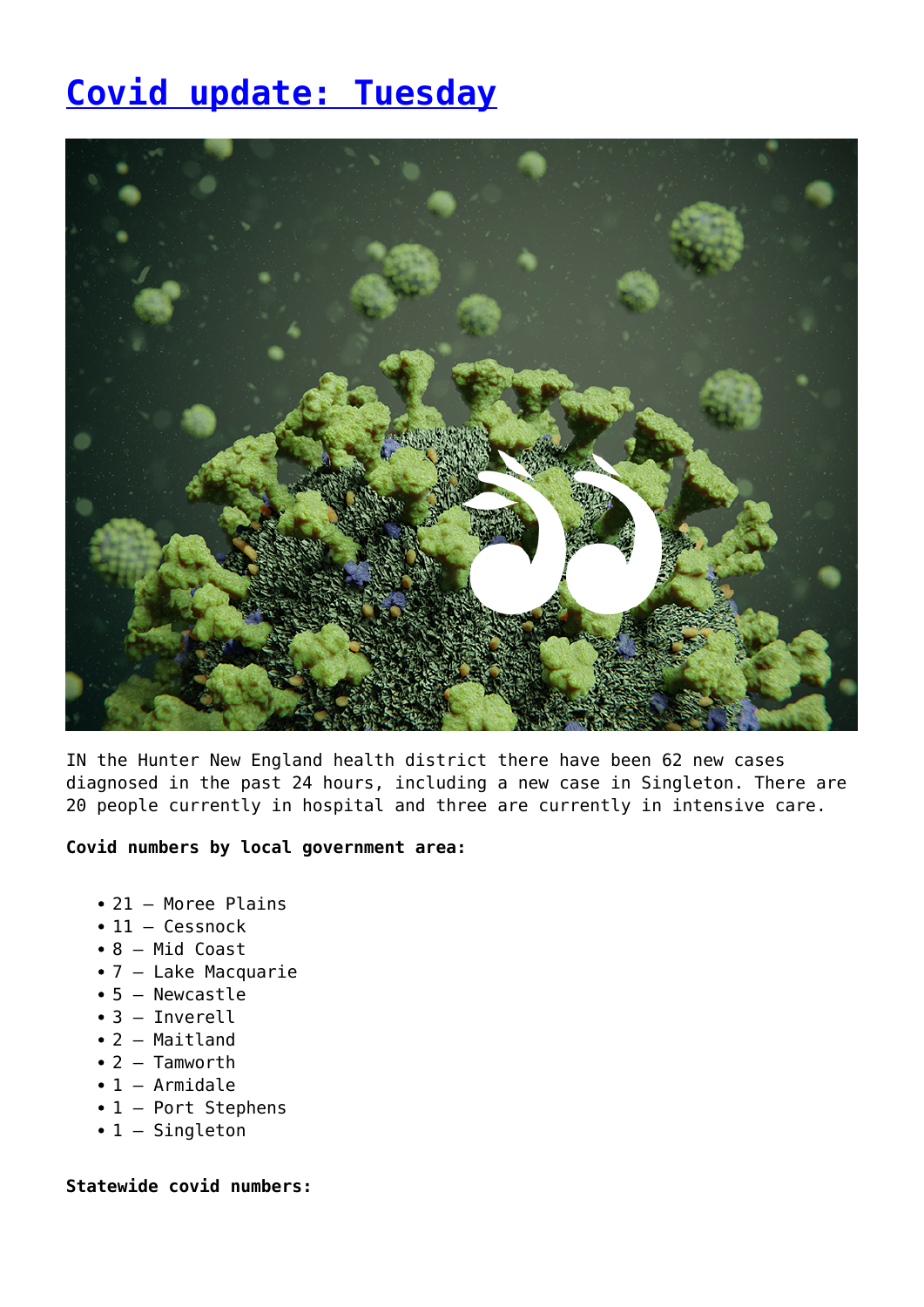# Covid update: Tuesday

IN the Hunter New England health district there have been 62 new cases diagnosed in the past 24 hours, including a new case in Singleton. There are 20 people currently in hospital and three are currently in intensive care.

**Covid numbers by local government area:**

- 21 – Moree Plains
- 11 – Cessnock
- 8 – Mid Coast
- 7 – Lake Macquarie
- 5 – Newcastle
- 3 – Inverell
- 2 – Maitland
- 2 – Tamworth
- 1 – Armidale
- 1 – Port Stephens
- 1 – Singleton

**Statewide covid numbers:**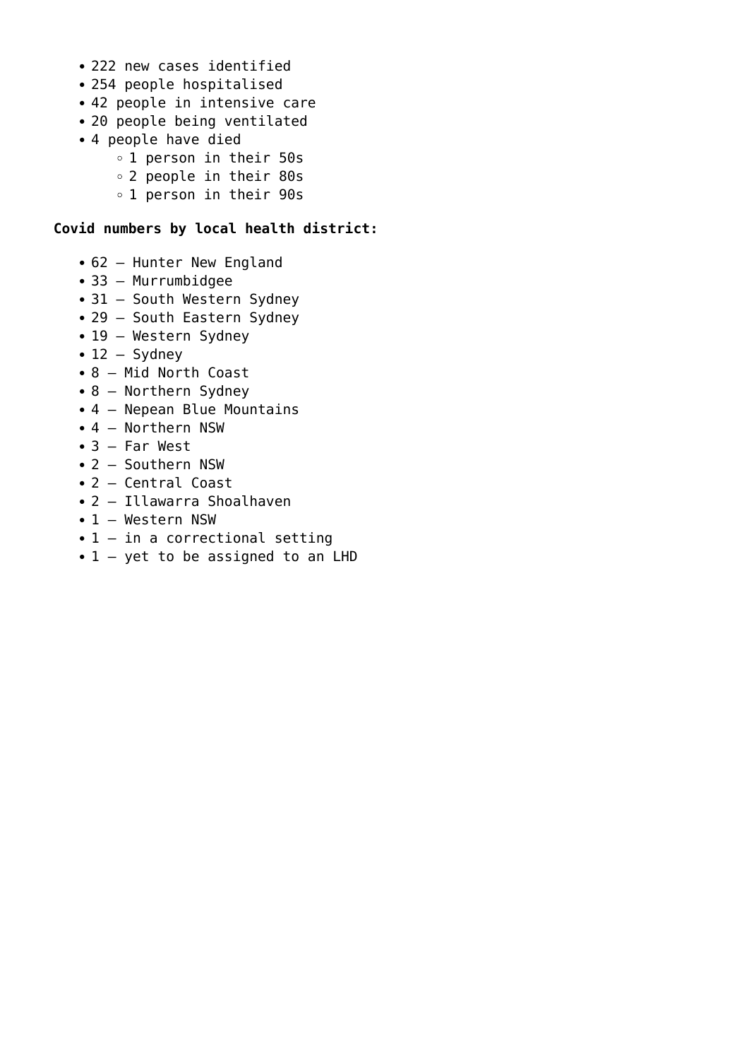- 222 new cases identified
- 254 people hospitalised
- 42 people in intensive care
- 20 people being ventilated
- 4 people have died
  - 1 person in their 50s
  - 2 people in their 80s
  - 1 person in their 90s

**Covid numbers by local health district:**

- 62 – Hunter New England
- 33 – Murrumbidgee
- 31 – South Western Sydney
- 29 – South Eastern Sydney
- 19 – Western Sydney
- 12 – Sydney
- 8 – Mid North Coast
- 8 – Northern Sydney
- 4 – Nepean Blue Mountains
- 4 – Northern NSW
- 3 – Far West
- 2 – Southern NSW
- 2 – Central Coast
- 2 – Illawarra Shoalhaven
- 1 – Western NSW
- 1 – in a correctional setting
- 1 – yet to be assigned to an LHD